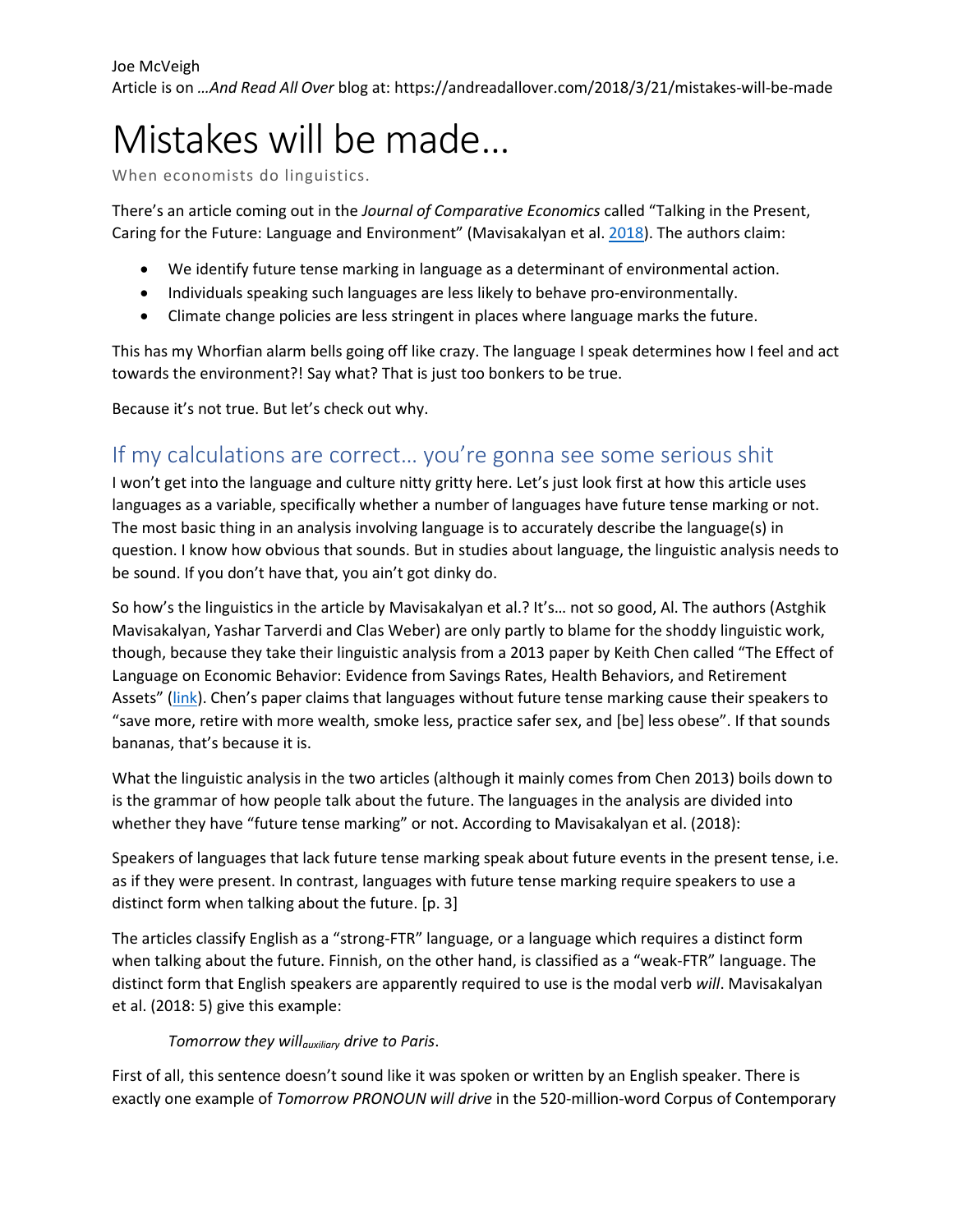Joe McVeigh
Article is on *…And Read All Over* blog at: https://andreadallover.com/2018/3/21/mistakes-will-be-made

# Mistakes will be made…

When economists do linguistics.

There's an article coming out in the *Journal of Comparative Economics* called "Talking in the Present, Caring for the Future: Language and Environment" (Mavisakalyan et al. 2018). The authors claim:

- We identify future tense marking in language as a determinant of environmental action.
- Individuals speaking such languages are less likely to behave pro-environmentally.
- Climate change policies are less stringent in places where language marks the future.

This has my Whorfian alarm bells going off like crazy. The language I speak determines how I feel and act towards the environment?! Say what? That is just too bonkers to be true.

Because it's not true. But let's check out why.

## If my calculations are correct… you're gonna see some serious shit

I won't get into the language and culture nitty gritty here. Let's just look first at how this article uses languages as a variable, specifically whether a number of languages have future tense marking or not. The most basic thing in an analysis involving language is to accurately describe the language(s) in question. I know how obvious that sounds. But in studies about language, the linguistic analysis needs to be sound. If you don't have that, you ain't got dinky do.

So how's the linguistics in the article by Mavisakalyan et al.? It's… not so good, Al. The authors (Astghik Mavisakalyan, Yashar Tarverdi and Clas Weber) are only partly to blame for the shoddy linguistic work, though, because they take their linguistic analysis from a 2013 paper by Keith Chen called "The Effect of Language on Economic Behavior: Evidence from Savings Rates, Health Behaviors, and Retirement Assets" (link). Chen's paper claims that languages without future tense marking cause their speakers to "save more, retire with more wealth, smoke less, practice safer sex, and [be] less obese". If that sounds bananas, that's because it is.

What the linguistic analysis in the two articles (although it mainly comes from Chen 2013) boils down to is the grammar of how people talk about the future. The languages in the analysis are divided into whether they have "future tense marking" or not. According to Mavisakalyan et al. (2018):

Speakers of languages that lack future tense marking speak about future events in the present tense, i.e. as if they were present. In contrast, languages with future tense marking require speakers to use a distinct form when talking about the future. [p. 3]

The articles classify English as a "strong-FTR" language, or a language which requires a distinct form when talking about the future. Finnish, on the other hand, is classified as a "weak-FTR" language. The distinct form that English speakers are apparently required to use is the modal verb *will*. Mavisakalyan et al. (2018: 5) give this example:

> *Tomorrow they will*$_{auxiliary}$ *drive to Paris*.

First of all, this sentence doesn't sound like it was spoken or written by an English speaker. There is exactly one example of *Tomorrow PRONOUN will drive* in the 520-million-word Corpus of Contemporary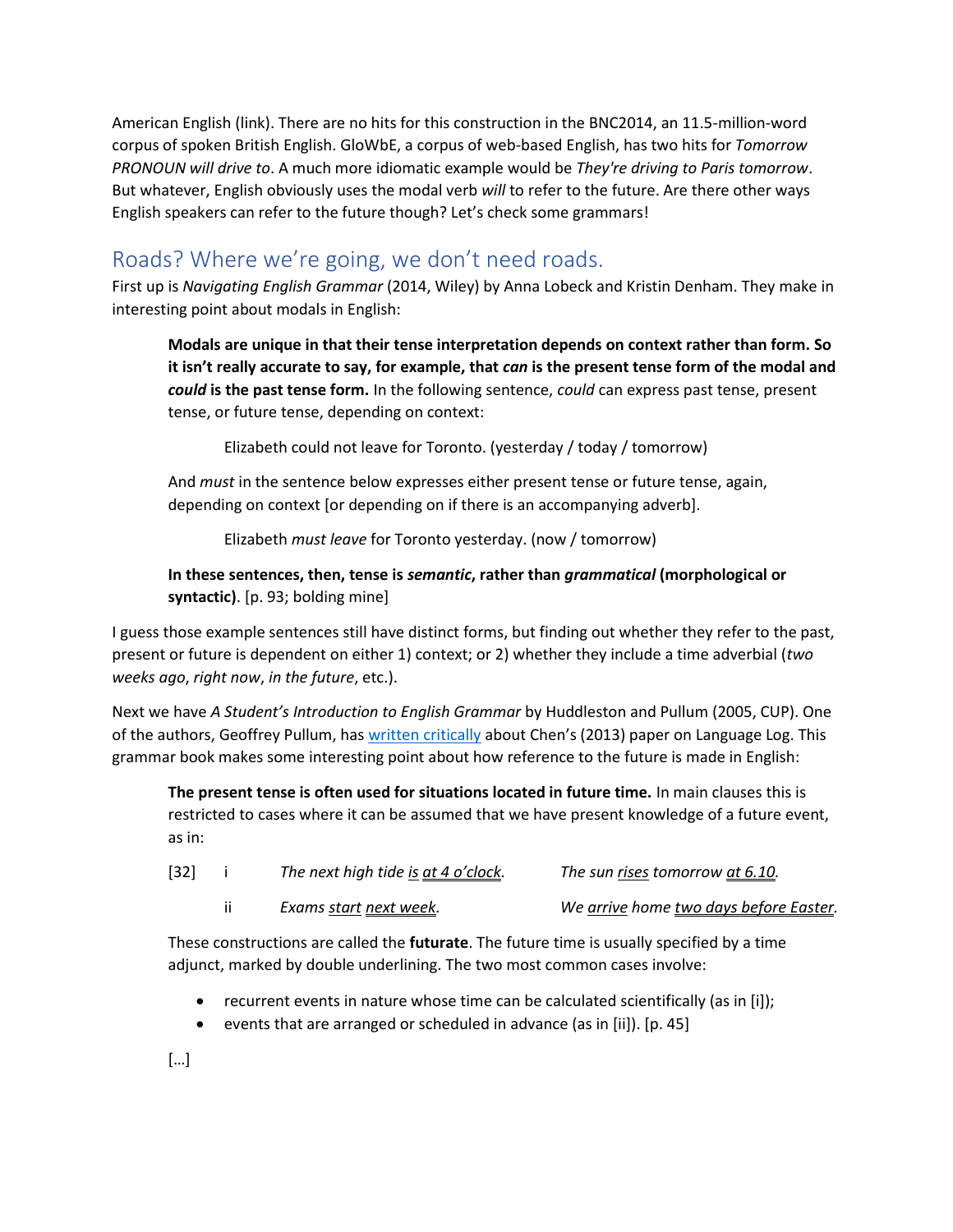American English (link). There are no hits for this construction in the BNC2014, an 11.5-million-word corpus of spoken British English. GloWbE, a corpus of web-based English, has two hits for *Tomorrow PRONOUN will drive to*. A much more idiomatic example would be *They're driving to Paris tomorrow*. But whatever, English obviously uses the modal verb *will* to refer to the future. Are there other ways English speakers can refer to the future though? Let's check some grammars!

## Roads? Where we're going, we don't need roads.

First up is *Navigating English Grammar* (2014, Wiley) by Anna Lobeck and Kristin Denham. They make in interesting point about modals in English:

> **Modals are unique in that their tense interpretation depends on context rather than form. So it isn't really accurate to say, for example, that *can* is the present tense form of the modal and *could* is the past tense form.** In the following sentence, *could* can express past tense, present tense, or future tense, depending on context:
>
> Elizabeth could not leave for Toronto. (yesterday / today / tomorrow)
>
> And *must* in the sentence below expresses either present tense or future tense, again, depending on context [or depending on if there is an accompanying adverb].
>
> Elizabeth *must leave* for Toronto yesterday. (now / tomorrow)
>
> **In these sentences, then, tense is *semantic*, rather than *grammatical* (morphological or syntactic)**. [p. 93; bolding mine]

I guess those example sentences still have distinct forms, but finding out whether they refer to the past, present or future is dependent on either 1) context; or 2) whether they include a time adverbial (*two weeks ago*, *right now*, *in the future*, etc.).

Next we have *A Student's Introduction to English Grammar* by Huddleston and Pullum (2005, CUP). One of the authors, Geoffrey Pullum, has written critically about Chen's (2013) paper on Language Log. This grammar book makes some interesting point about how reference to the future is made in English:

> **The present tense is often used for situations located in future time.** In main clauses this is restricted to cases where it can be assumed that we have present knowledge of a future event, as in:
>
> | [32] | i | *The next high tide is at 4 o'clock.* | *The sun rises tomorrow at 6.10.* |
> |---|---|---|---|
> | | ii | *Exams start next week.* | *We arrive home two days before Easter.* |
>
> These constructions are called the **futurate**. The future time is usually specified by a time adjunct, marked by double underlining. The two most common cases involve:
>
> - recurrent events in nature whose time can be calculated scientifically (as in [i]);
> - events that are arranged or scheduled in advance (as in [ii]). [p. 45]
>
> [...]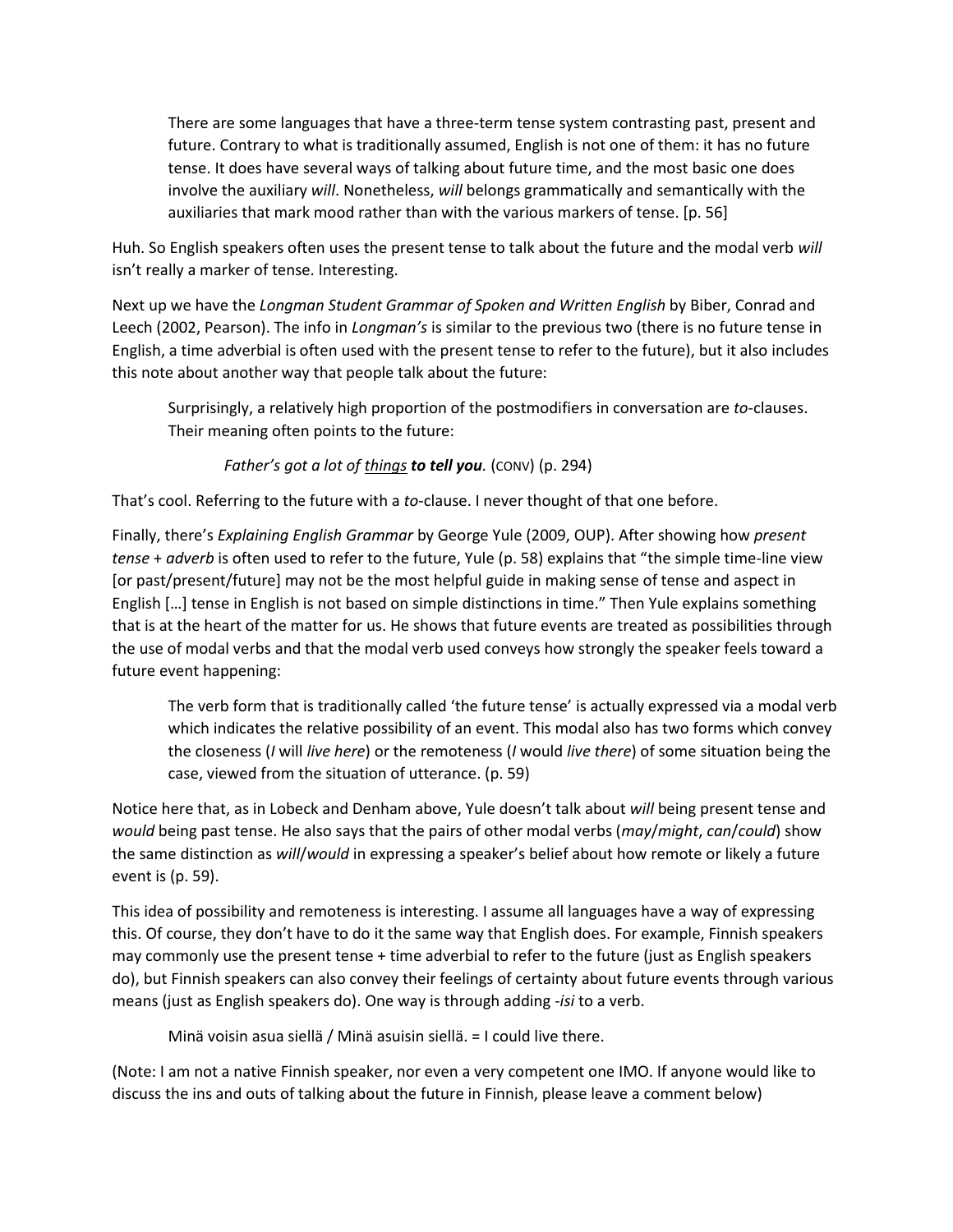> There are some languages that have a three-term tense system contrasting past, present and future. Contrary to what is traditionally assumed, English is not one of them: it has no future tense. It does have several ways of talking about future time, and the most basic one does involve the auxiliary *will*. Nonetheless, *will* belongs grammatically and semantically with the auxiliaries that mark mood rather than with the various markers of tense. [p. 56]

Huh. So English speakers often uses the present tense to talk about the future and the modal verb *will* isn't really a marker of tense. Interesting.

Next up we have the *Longman Student Grammar of Spoken and Written English* by Biber, Conrad and Leech (2002, Pearson). The info in *Longman's* is similar to the previous two (there is no future tense in English, a time adverbial is often used with the present tense to refer to the future), but it also includes this note about another way that people talk about the future:

> Surprisingly, a relatively high proportion of the postmodifiers in conversation are *to*-clauses. Their meaning often points to the future:
>
> *Father's got a lot of <u>things</u> **to tell you**.* (CONV) (p. 294)

That's cool. Referring to the future with a *to*-clause. I never thought of that one before.

Finally, there's *Explaining English Grammar* by George Yule (2009, OUP). After showing how *present tense + adverb* is often used to refer to the future, Yule (p. 58) explains that "the simple time-line view [or past/present/future] may not be the most helpful guide in making sense of tense and aspect in English […] tense in English is not based on simple distinctions in time." Then Yule explains something that is at the heart of the matter for us. He shows that future events are treated as possibilities through the use of modal verbs and that the modal verb used conveys how strongly the speaker feels toward a future event happening:

> The verb form that is traditionally called 'the future tense' is actually expressed via a modal verb which indicates the relative possibility of an event. This modal also has two forms which convey the closeness (*I* will *live here*) or the remoteness (*I* would *live there*) of some situation being the case, viewed from the situation of utterance. (p. 59)

Notice here that, as in Lobeck and Denham above, Yule doesn't talk about *will* being present tense and *would* being past tense. He also says that the pairs of other modal verbs (*may*/*might*, *can*/*could*) show the same distinction as *will*/*would* in expressing a speaker's belief about how remote or likely a future event is (p. 59).

This idea of possibility and remoteness is interesting. I assume all languages have a way of expressing this. Of course, they don't have to do it the same way that English does. For example, Finnish speakers may commonly use the present tense + time adverbial to refer to the future (just as English speakers do), but Finnish speakers can also convey their feelings of certainty about future events through various means (just as English speakers do). One way is through adding *-isi* to a verb.

> Minä voisin asua siellä / Minä asuisin siellä. = I could live there.

(Note: I am not a native Finnish speaker, nor even a very competent one IMO. If anyone would like to discuss the ins and outs of talking about the future in Finnish, please leave a comment below)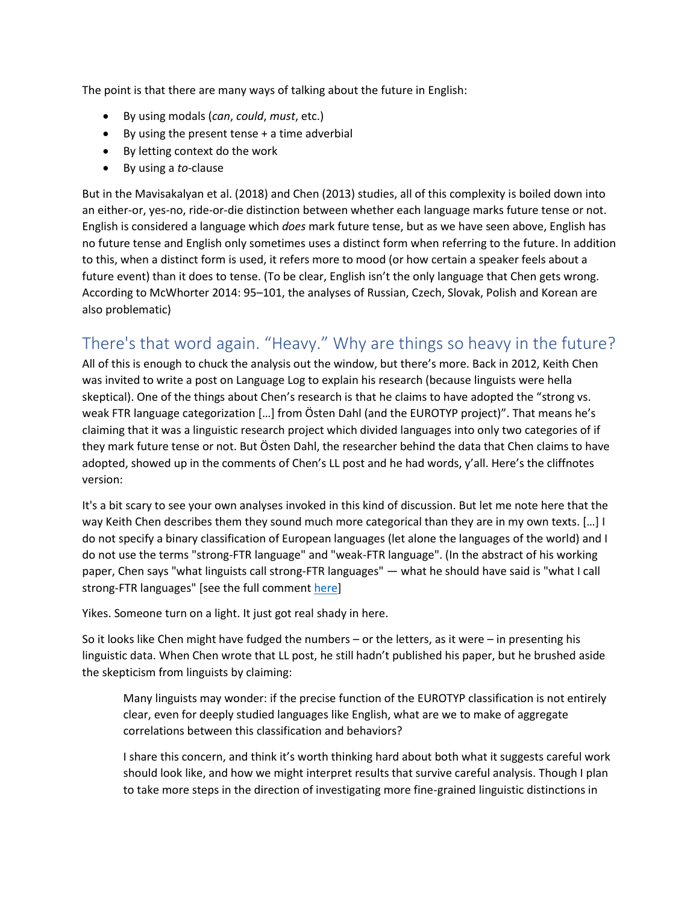The point is that there are many ways of talking about the future in English:

- By using modals (*can*, *could*, *must*, etc.)
- By using the present tense + a time adverbial
- By letting context do the work
- By using a *to*-clause

But in the Mavisakalyan et al. (2018) and Chen (2013) studies, all of this complexity is boiled down into an either-or, yes-no, ride-or-die distinction between whether each language marks future tense or not. English is considered a language which *does* mark future tense, but as we have seen above, English has no future tense and English only sometimes uses a distinct form when referring to the future. In addition to this, when a distinct form is used, it refers more to mood (or how certain a speaker feels about a future event) than it does to tense. (To be clear, English isn't the only language that Chen gets wrong. According to McWhorter 2014: 95–101, the analyses of Russian, Czech, Slovak, Polish and Korean are also problematic)

## There's that word again. "Heavy." Why are things so heavy in the future?

All of this is enough to chuck the analysis out the window, but there's more. Back in 2012, Keith Chen was invited to write a post on Language Log to explain his research (because linguists were hella skeptical). One of the things about Chen's research is that he claims to have adopted the "strong vs. weak FTR language categorization […] from Östen Dahl (and the EUROTYP project)". That means he's claiming that it was a linguistic research project which divided languages into only two categories of if they mark future tense or not. But Östen Dahl, the researcher behind the data that Chen claims to have adopted, showed up in the comments of Chen's LL post and he had words, y'all. Here's the cliffnotes version:

It's a bit scary to see your own analyses invoked in this kind of discussion. But let me note here that the way Keith Chen describes them they sound much more categorical than they are in my own texts. […] I do not specify a binary classification of European languages (let alone the languages of the world) and I do not use the terms "strong-FTR language" and "weak-FTR language". (In the abstract of his working paper, Chen says "what linguists call strong-FTR languages" — what he should have said is "what I call strong-FTR languages" [see the full comment here]

Yikes. Someone turn on a light. It just got real shady in here.

So it looks like Chen might have fudged the numbers – or the letters, as it were – in presenting his linguistic data. When Chen wrote that LL post, he still hadn't published his paper, but he brushed aside the skepticism from linguists by claiming:

> Many linguists may wonder: if the precise function of the EUROTYP classification is not entirely clear, even for deeply studied languages like English, what are we to make of aggregate correlations between this classification and behaviors?
>
> I share this concern, and think it's worth thinking hard about both what it suggests careful work should look like, and how we might interpret results that survive careful analysis. Though I plan to take more steps in the direction of investigating more fine-grained linguistic distinctions in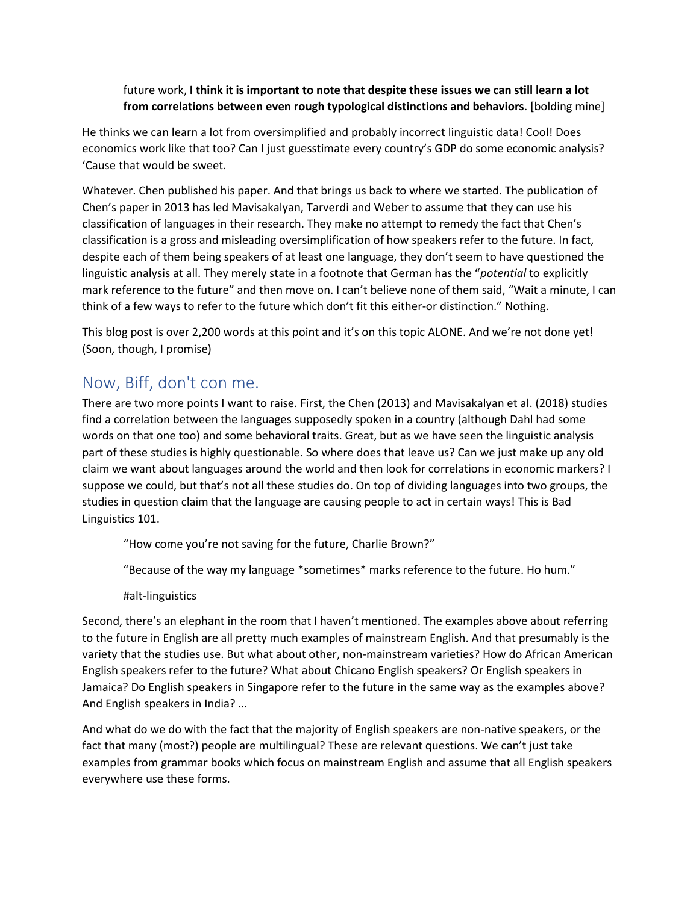future work, **I think it is important to note that despite these issues we can still learn a lot from correlations between even rough typological distinctions and behaviors**. [bolding mine]

He thinks we can learn a lot from oversimplified and probably incorrect linguistic data! Cool! Does economics work like that too? Can I just guesstimate every country's GDP do some economic analysis? 'Cause that would be sweet.

Whatever. Chen published his paper. And that brings us back to where we started. The publication of Chen's paper in 2013 has led Mavisakalyan, Tarverdi and Weber to assume that they can use his classification of languages in their research. They make no attempt to remedy the fact that Chen's classification is a gross and misleading oversimplification of how speakers refer to the future. In fact, despite each of them being speakers of at least one language, they don't seem to have questioned the linguistic analysis at all. They merely state in a footnote that German has the "*potential* to explicitly mark reference to the future" and then move on. I can't believe none of them said, "Wait a minute, I can think of a few ways to refer to the future which don't fit this either-or distinction." Nothing.

This blog post is over 2,200 words at this point and it's on this topic ALONE. And we're not done yet! (Soon, though, I promise)

## Now, Biff, don't con me.

There are two more points I want to raise. First, the Chen (2013) and Mavisakalyan et al. (2018) studies find a correlation between the languages supposedly spoken in a country (although Dahl had some words on that one too) and some behavioral traits. Great, but as we have seen the linguistic analysis part of these studies is highly questionable. So where does that leave us? Can we just make up any old claim we want about languages around the world and then look for correlations in economic markers? I suppose we could, but that's not all these studies do. On top of dividing languages into two groups, the studies in question claim that the language are causing people to act in certain ways! This is Bad Linguistics 101.

> "How come you're not saving for the future, Charlie Brown?"
>
> "Because of the way my language *sometimes* marks reference to the future. Ho hum."
>
> #alt-linguistics

Second, there's an elephant in the room that I haven't mentioned. The examples above about referring to the future in English are all pretty much examples of mainstream English. And that presumably is the variety that the studies use. But what about other, non-mainstream varieties? How do African American English speakers refer to the future? What about Chicano English speakers? Or English speakers in Jamaica? Do English speakers in Singapore refer to the future in the same way as the examples above? And English speakers in India? …

And what do we do with the fact that the majority of English speakers are non-native speakers, or the fact that many (most?) people are multilingual? These are relevant questions. We can't just take examples from grammar books which focus on mainstream English and assume that all English speakers everywhere use these forms.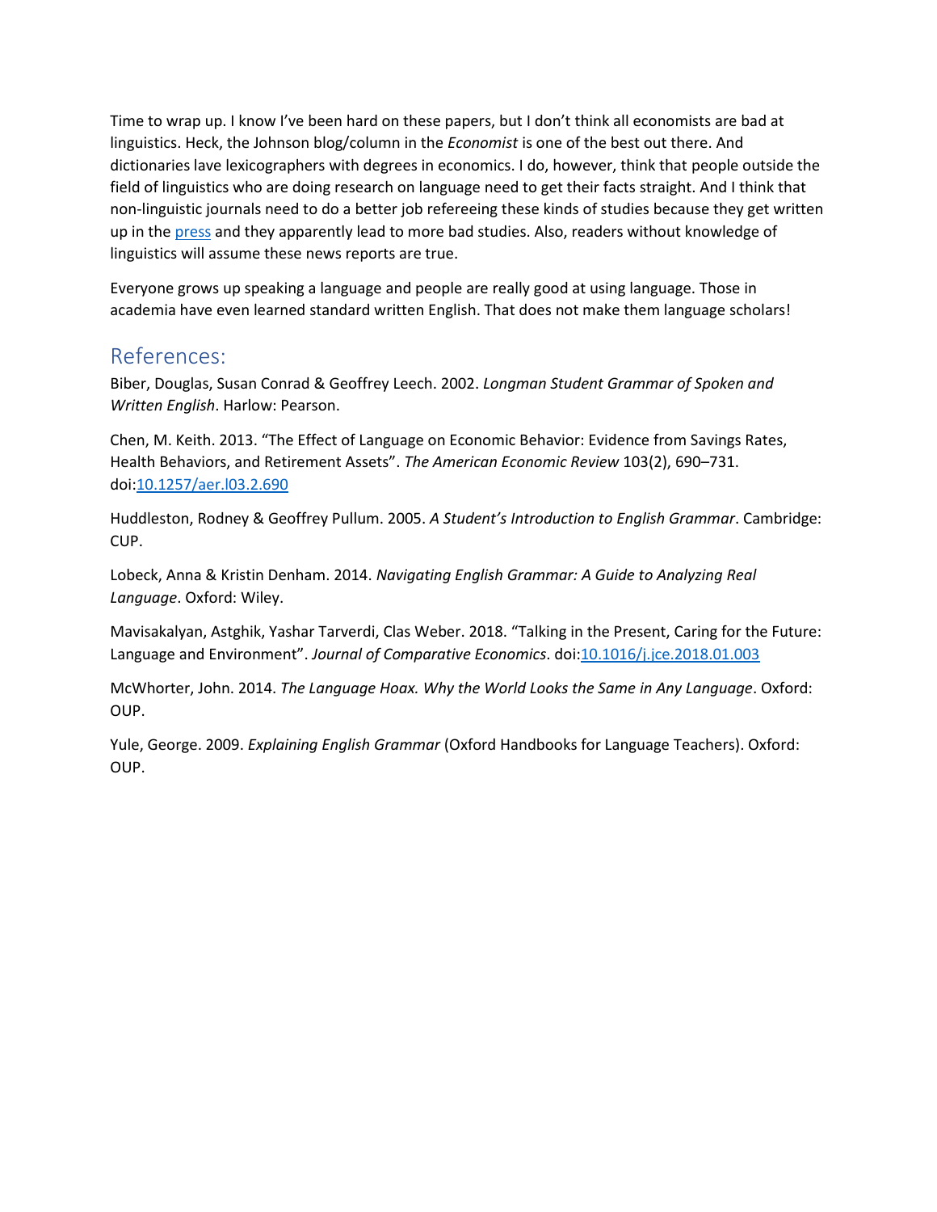Time to wrap up. I know I've been hard on these papers, but I don't think all economists are bad at linguistics. Heck, the Johnson blog/column in the *Economist* is one of the best out there. And dictionaries lave lexicographers with degrees in economics. I do, however, think that people outside the field of linguistics who are doing research on language need to get their facts straight. And I think that non-linguistic journals need to do a better job refereeing these kinds of studies because they get written up in the press and they apparently lead to more bad studies. Also, readers without knowledge of linguistics will assume these news reports are true.

Everyone grows up speaking a language and people are really good at using language. Those in academia have even learned standard written English. That does not make them language scholars!

## References:

Biber, Douglas, Susan Conrad & Geoffrey Leech. 2002. *Longman Student Grammar of Spoken and Written English*. Harlow: Pearson.

Chen, M. Keith. 2013. "The Effect of Language on Economic Behavior: Evidence from Savings Rates, Health Behaviors, and Retirement Assets". *The American Economic Review* 103(2), 690–731. doi:10.1257/aer.l03.2.690

Huddleston, Rodney & Geoffrey Pullum. 2005. *A Student's Introduction to English Grammar*. Cambridge: CUP.

Lobeck, Anna & Kristin Denham. 2014. *Navigating English Grammar: A Guide to Analyzing Real Language*. Oxford: Wiley.

Mavisakalyan, Astghik, Yashar Tarverdi, Clas Weber. 2018. "Talking in the Present, Caring for the Future: Language and Environment". *Journal of Comparative Economics*. doi:10.1016/j.jce.2018.01.003

McWhorter, John. 2014. *The Language Hoax. Why the World Looks the Same in Any Language*. Oxford: OUP.

Yule, George. 2009. *Explaining English Grammar* (Oxford Handbooks for Language Teachers). Oxford: OUP.